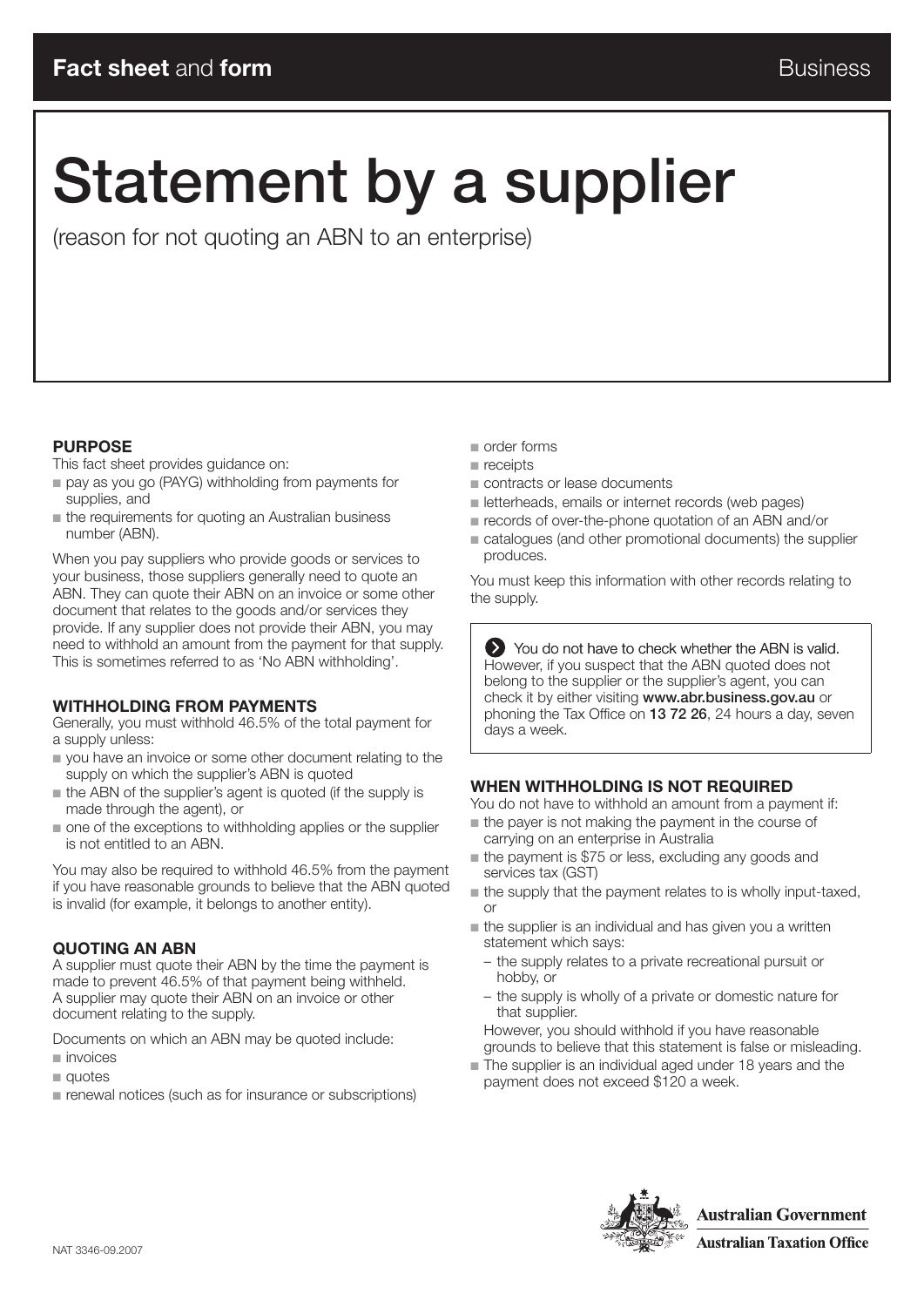Fact sheet and form — Business

# Statement by a supplier

(reason for not quoting an ABN to an enterprise)

## PURPOSE

This fact sheet provides guidance on:

- pay as you go (PAYG) withholding from payments for supplies, and
- the requirements for quoting an Australian business number (ABN).

When you pay suppliers who provide goods or services to your business, those suppliers generally need to quote an ABN. They can quote their ABN on an invoice or some other document that relates to the goods and/or services they provide. If any supplier does not provide their ABN, you may need to withhold an amount from the payment for that supply. This is sometimes referred to as 'No ABN withholding'.

## WITHHOLDING FROM PAYMENTS

Generally, you must withhold 46.5% of the total payment for a supply unless:

- you have an invoice or some other document relating to the supply on which the supplier's ABN is quoted
- the ABN of the supplier's agent is quoted (if the supply is made through the agent), or
- one of the exceptions to withholding applies or the supplier is not entitled to an ABN.

You may also be required to withhold 46.5% from the payment if you have reasonable grounds to believe that the ABN quoted is invalid (for example, it belongs to another entity).

## QUOTING AN ABN

A supplier must quote their ABN by the time the payment is made to prevent 46.5% of that payment being withheld. A supplier may quote their ABN on an invoice or other document relating to the supply.

Documents on which an ABN may be quoted include:

- invoices
- quotes
- renewal notices (such as for insurance or subscriptions)
- order forms
- receipts
- contracts or lease documents
- letterheads, emails or internet records (web pages)
- records of over-the-phone quotation of an ABN and/or
- catalogues (and other promotional documents) the supplier produces.

You must keep this information with other records relating to the supply.

> You do not have to check whether the ABN is valid. However, if you suspect that the ABN quoted does not belong to the supplier or the supplier's agent, you can check it by either visiting **www.abr.business.gov.au** or phoning the Tax Office on **13 72 26**, 24 hours a day, seven days a week.

## WHEN WITHHOLDING IS NOT REQUIRED

You do not have to withhold an amount from a payment if:

- the payer is not making the payment in the course of carrying on an enterprise in Australia
- the payment is $75 or less, excluding any goods and services tax (GST)
- the supply that the payment relates to is wholly input-taxed, or
- the supplier is an individual and has given you a written statement which says:
  - the supply relates to a private recreational pursuit or hobby, or
  - the supply is wholly of a private or domestic nature for that supplier.

  However, you should withhold if you have reasonable grounds to believe that this statement is false or misleading.
- The supplier is an individual aged under 18 years and the payment does not exceed $120 a week.

Australian Government
Australian Taxation Office

NAT 3346-09.2007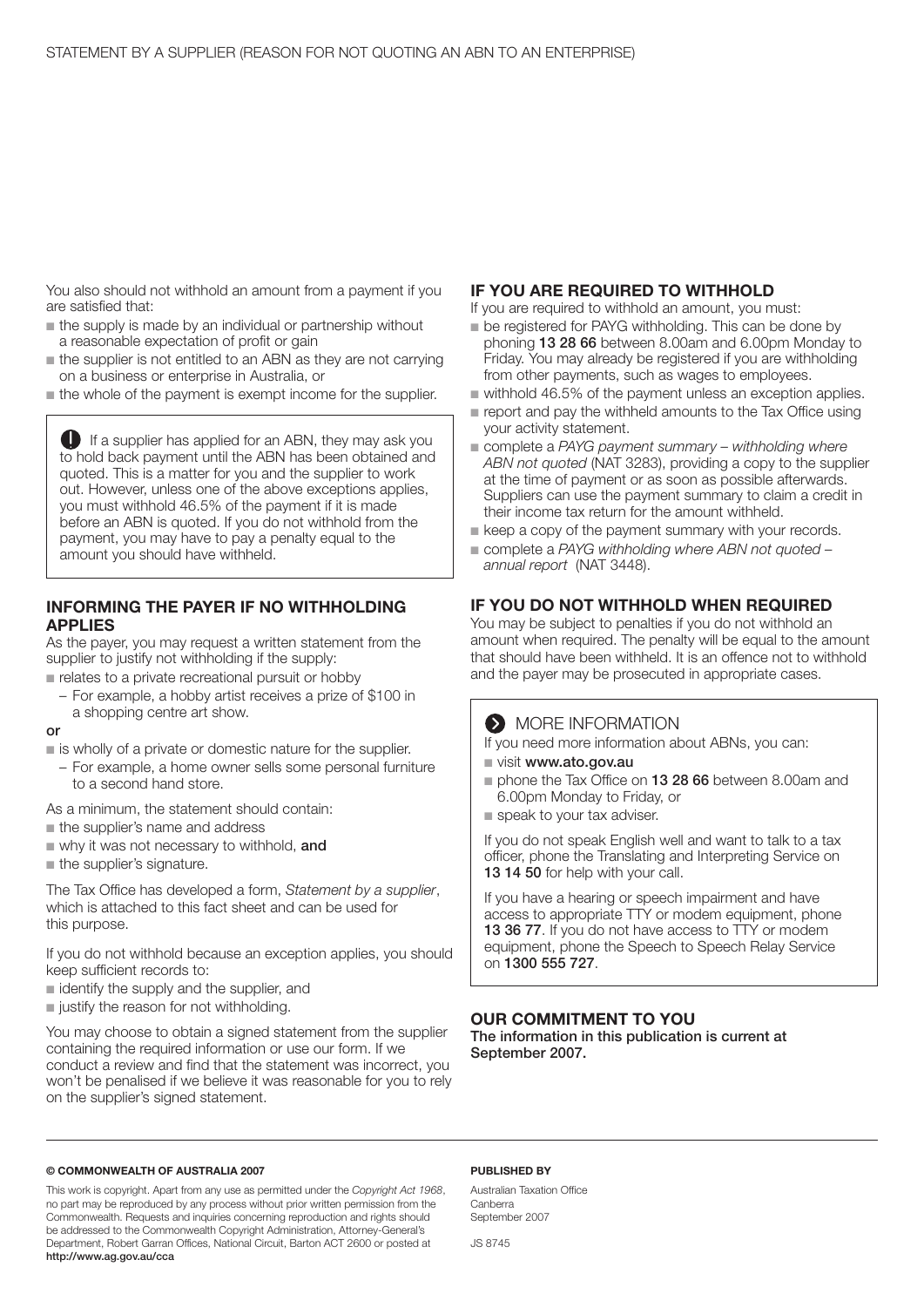You also should not withhold an amount from a payment if you are satisfied that:

- the supply is made by an individual or partnership without a reasonable expectation of profit or gain
- the supplier is not entitled to an ABN as they are not carrying on a business or enterprise in Australia, or
- the whole of the payment is exempt income for the supplier.

> If a supplier has applied for an ABN, they may ask you to hold back payment until the ABN has been obtained and quoted. This is a matter for you and the supplier to work out. However, unless one of the above exceptions applies, you must withhold 46.5% of the payment if it is made before an ABN is quoted. If you do not withhold from the payment, you may have to pay a penalty equal to the amount you should have withheld.

## INFORMING THE PAYER IF NO WITHHOLDING APPLIES

As the payer, you may request a written statement from the supplier to justify not withholding if the supply:

- relates to a private recreational pursuit or hobby
  - For example, a hobby artist receives a prize of $100 in a shopping centre art show.

**or**

- is wholly of a private or domestic nature for the supplier.
  - For example, a home owner sells some personal furniture to a second hand store.

As a minimum, the statement should contain:

- the supplier's name and address
- why it was not necessary to withhold, **and**
- the supplier's signature.

The Tax Office has developed a form, *Statement by a supplier*, which is attached to this fact sheet and can be used for this purpose.

If you do not withhold because an exception applies, you should keep sufficient records to:

- identify the supply and the supplier, and
- justify the reason for not withholding.

You may choose to obtain a signed statement from the supplier containing the required information or use our form. If we conduct a review and find that the statement was incorrect, you won't be penalised if we believe it was reasonable for you to rely on the supplier's signed statement.

## IF YOU ARE REQUIRED TO WITHHOLD

If you are required to withhold an amount, you must:

- be registered for PAYG withholding. This can be done by phoning **13 28 66** between 8.00am and 6.00pm Monday to Friday. You may already be registered if you are withholding from other payments, such as wages to employees.
- withhold 46.5% of the payment unless an exception applies.
- report and pay the withheld amounts to the Tax Office using your activity statement.
- complete a *PAYG payment summary – withholding where ABN not quoted* (NAT 3283), providing a copy to the supplier at the time of payment or as soon as possible afterwards. Suppliers can use the payment summary to claim a credit in their income tax return for the amount withheld.
- keep a copy of the payment summary with your records.
- complete a *PAYG withholding where ABN not quoted – annual report* (NAT 3448).

## IF YOU DO NOT WITHHOLD WHEN REQUIRED

You may be subject to penalties if you do not withhold an amount when required. The penalty will be equal to the amount that should have been withheld. It is an offence not to withhold and the payer may be prosecuted in appropriate cases.

> **MORE INFORMATION**
>
> If you need more information about ABNs, you can:
>
> - visit **www.ato.gov.au**
> - phone the Tax Office on **13 28 66** between 8.00am and 6.00pm Monday to Friday, or
> - speak to your tax adviser.
>
> If you do not speak English well and want to talk to a tax officer, phone the Translating and Interpreting Service on **13 14 50** for help with your call.
>
> If you have a hearing or speech impairment and have access to appropriate TTY or modem equipment, phone **13 36 77**. If you do not have access to TTY or modem equipment, phone the Speech to Speech Relay Service on **1300 555 727**.

## OUR COMMITMENT TO YOU

**The information in this publication is current at September 2007.**

**© COMMONWEALTH OF AUSTRALIA 2007**

This work is copyright. Apart from any use as permitted under the *Copyright Act 1968*, no part may be reproduced by any process without prior written permission from the Commonwealth. Requests and inquiries concerning reproduction and rights should be addressed to the Commonwealth Copyright Administration, Attorney-General's Department, Robert Garran Offices, National Circuit, Barton ACT 2600 or posted at **http://www.ag.gov.au/cca**

**PUBLISHED BY**

Australian Taxation Office
Canberra
September 2007

JS 8745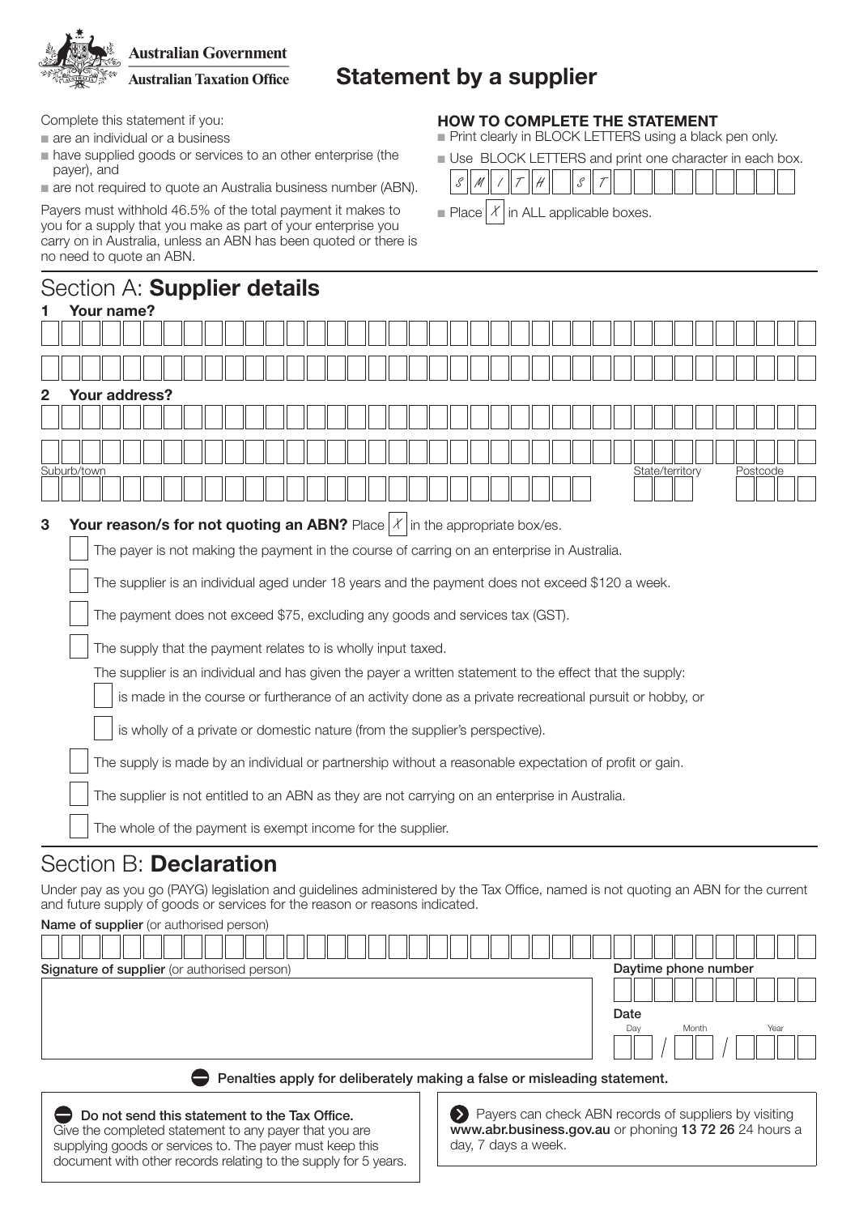Australian Government

Australian Taxation Office

# Statement by a supplier

Complete this statement if you:

- are an individual or a business
- have supplied goods or services to an other enterprise (the payer), and
- are not required to quote an Australia business number (ABN).

Payers must withhold 46.5% of the total payment it makes to you for a supply that you make as part of your enterprise you carry on in Australia, unless an ABN has been quoted or there is no need to quote an ABN.

### HOW TO COMPLETE THE STATEMENT

- Print clearly in BLOCK LETTERS using a black pen only.
- Use BLOCK LETTERS and print one character in each box.

S M I T H S T

- Place X in ALL applicable boxes.

## Section A: **Supplier details**

**1 Your name?**

**2 Your address?**

Suburb/town | State/territory | Postcode

**3 Your reason/s for not quoting an ABN?** Place X in the appropriate box/es.

- [ ] The payer is not making the payment in the course of carring on an enterprise in Australia.
- [ ] The supplier is an individual aged under 18 years and the payment does not exceed $120 a week.
- [ ] The payment does not exceed $75, excluding any goods and services tax (GST).
- [ ] The supply that the payment relates to is wholly input taxed.

The supplier is an individual and has given the payer a written statement to the effect that the supply:

- [ ] is made in the course or furtherance of an activity done as a private recreational pursuit or hobby, or
- [ ] is wholly of a private or domestic nature (from the supplier's perspective).

- [ ] The supply is made by an individual or partnership without a reasonable expectation of profit or gain.
- [ ] The supplier is not entitled to an ABN as they are not carrying on an enterprise in Australia.
- [ ] The whole of the payment is exempt income for the supplier.

## Section B: **Declaration**

Under pay as you go (PAYG) legislation and guidelines administered by the Tax Office, named is not quoting an ABN for the current and future supply of goods or services for the reason or reasons indicated.

**Name of supplier** (or authorised person)

**Signature of supplier** (or authorised person)

**Daytime phone number**

**Date**

Day / Month / Year

**Penalties apply for deliberately making a false or misleading statement.**

**Do not send this statement to the Tax Office.**
Give the completed statement to any payer that you are supplying goods or services to. The payer must keep this document with other records relating to the supply for 5 years.

Payers can check ABN records of suppliers by visiting **www.abr.business.gov.au** or phoning **13 72 26** 24 hours a day, 7 days a week.